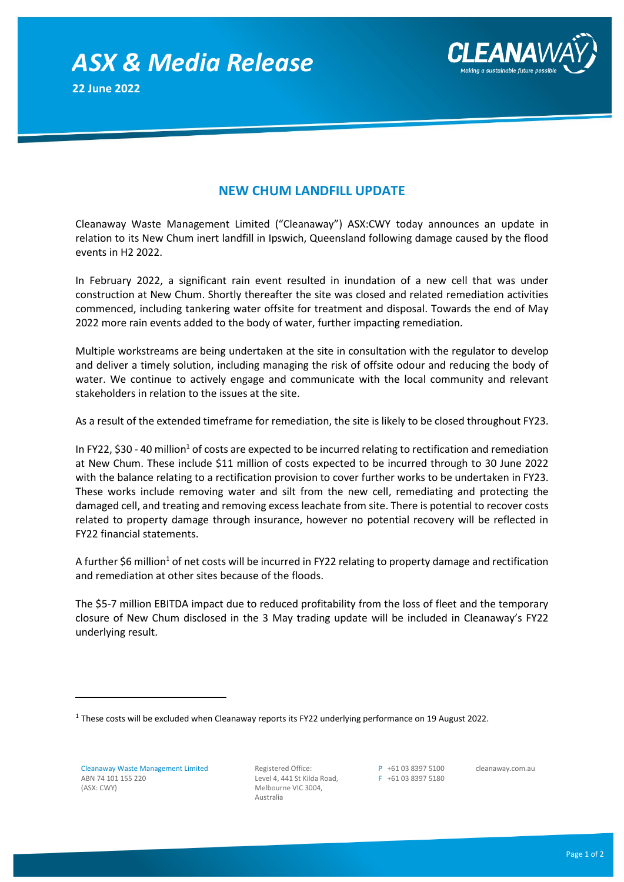# ASX & Media Release

**22 June 2022**

## NEW CHUM LANDFILL UPDATE

Cleanaway Waste Management Limited ("Cleanaway") ASX:CWY today announces an update in relation to its New Chum inert landfill in Ipswich, Queensland following damage caused by the flood events in H2 2022.

In February 2022, a significant rain event resulted in inundation of a new cell that was under construction at New Chum. Shortly thereafter the site was closed and related remediation activities commenced, including tankering water offsite for treatment and disposal. Towards the end of May 2022 more rain events added to the body of water, further impacting remediation.

Multiple workstreams are being undertaken at the site in consultation with the regulator to develop and deliver a timely solution, including managing the risk of offsite odour and reducing the body of water. We continue to actively engage and communicate with the local community and relevant stakeholders in relation to the issues at the site.

As a result of the extended timeframe for remediation, the site is likely to be closed throughout FY23.

In FY22, $30 - 40 million[1] of costs are expected to be incurred relating to rectification and remediation at New Chum. These include $11 million of costs expected to be incurred through to 30 June 2022 with the balance relating to a rectification provision to cover further works to be undertaken in FY23. These works include removing water and silt from the new cell, remediating and protecting the damaged cell, and treating and removing excess leachate from site. There is potential to recover costs related to property damage through insurance, however no potential recovery will be reflected in FY22 financial statements.

A further $6 million[1] of net costs will be incurred in FY22 relating to property damage and rectification and remediation at other sites because of the floods.

The $5-7 million EBITDA impact due to reduced profitability from the loss of fleet and the temporary closure of New Chum disclosed in the 3 May trading update will be included in Cleanaway's FY22 underlying result.

---

[1] These costs will be excluded when Cleanaway reports its FY22 underlying performance on 19 August 2022.

Cleanaway Waste Management Limited
ABN 74 101 155 220
(ASX: CWY)

Registered Office:
Level 4, 441 St Kilda Road,
Melbourne VIC 3004,
Australia

P +61 03 8397 5100
F +61 03 8397 5180

cleanaway.com.au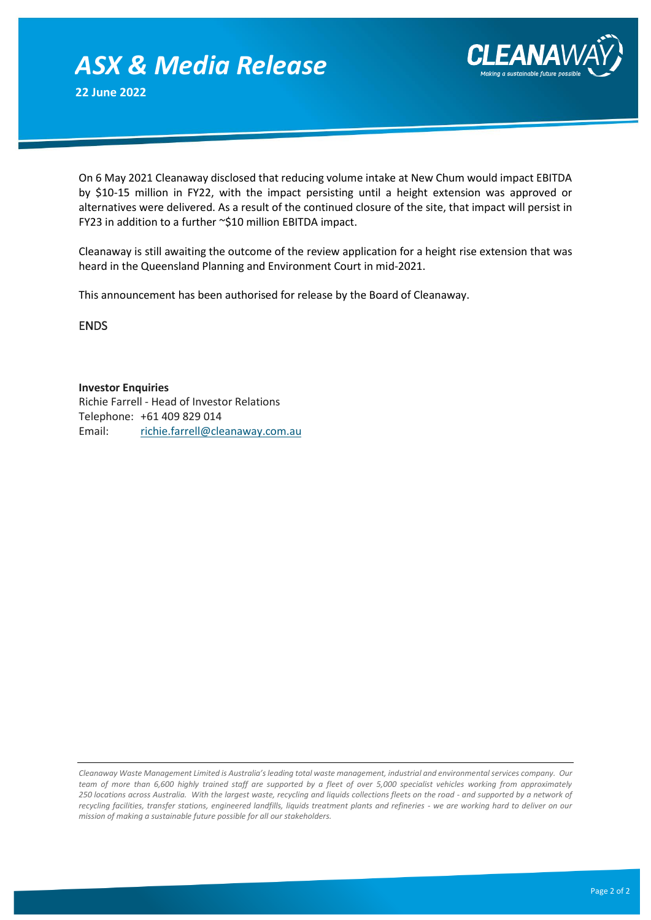On 6 May 2021 Cleanaway disclosed that reducing volume intake at New Chum would impact EBITDA by $10-15 million in FY22, with the impact persisting until a height extension was approved or alternatives were delivered. As a result of the continued closure of the site, that impact will persist in FY23 in addition to a further ~$10 million EBITDA impact.

Cleanaway is still awaiting the outcome of the review application for a height rise extension that was heard in the Queensland Planning and Environment Court in mid-2021.

This announcement has been authorised for release by the Board of Cleanaway.

ENDS

**Investor Enquiries**
Richie Farrell - Head of Investor Relations
Telephone: +61 409 829 014
Email: richie.farrell@cleanaway.com.au

*Cleanaway Waste Management Limited is Australia's leading total waste management, industrial and environmental services company. Our team of more than 6,600 highly trained staff are supported by a fleet of over 5,000 specialist vehicles working from approximately 250 locations across Australia. With the largest waste, recycling and liquids collections fleets on the road - and supported by a network of recycling facilities, transfer stations, engineered landfills, liquids treatment plants and refineries - we are working hard to deliver on our mission of making a sustainable future possible for all our stakeholders.*